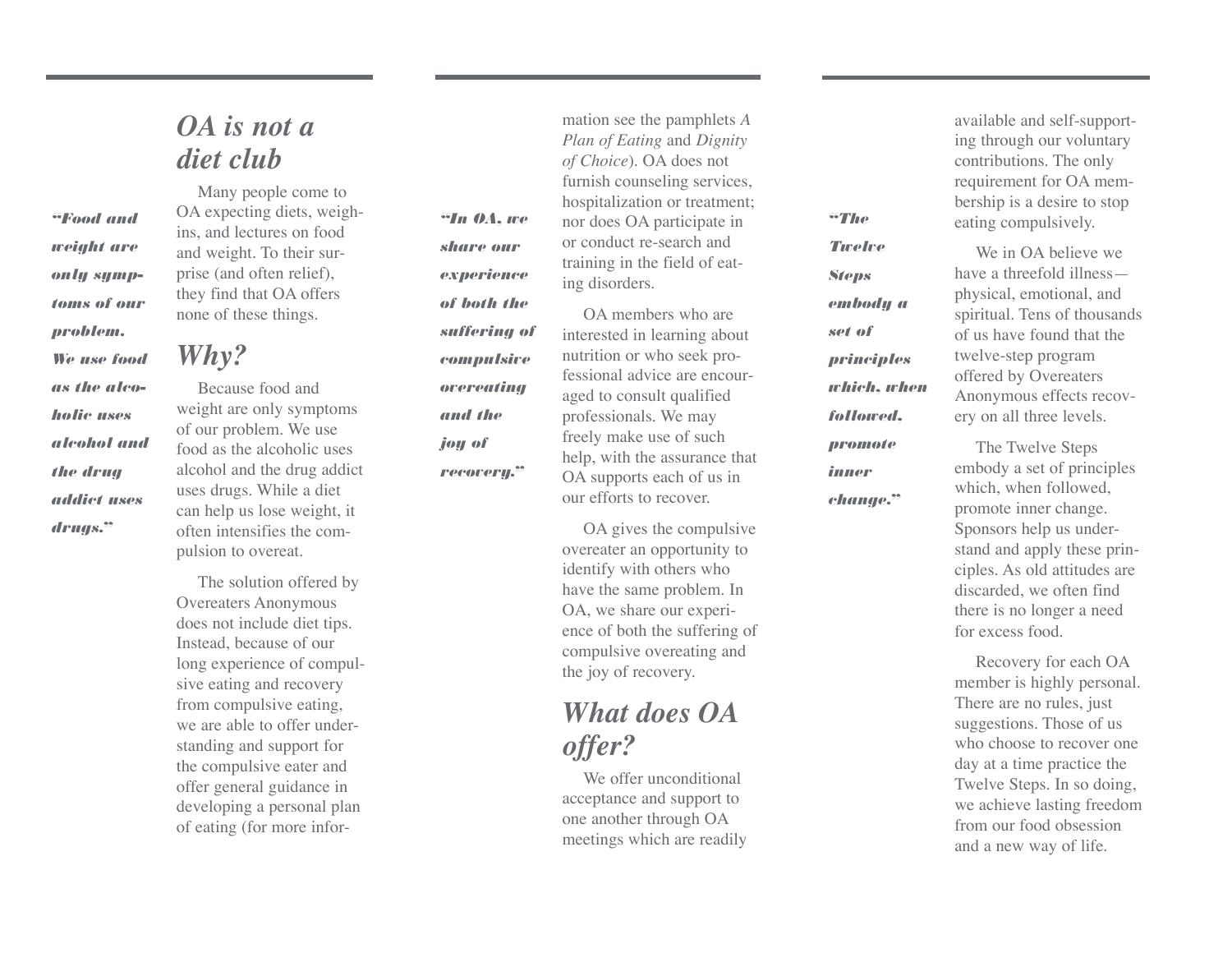## OA is not a diet club

*"Food and weight are only symptoms of our problem. We use food as the alcoholic uses alcohol and the drug addict uses drugs."*

Many people come to OA expecting diets, weigh-ins, and lectures on food and weight. To their surprise (and often relief), they find that OA offers none of these things.

## Why?

Because food and weight are only symptoms of our problem. We use food as the alcoholic uses alcohol and the drug addict uses drugs. While a diet can help us lose weight, it often intensifies the compulsion to overeat.

The solution offered by Overeaters Anonymous does not include diet tips. Instead, because of our long experience of compulsive eating and recovery from compulsive eating, we are able to offer understanding and support for the compulsive eater and offer general guidance in developing a personal plan of eating (for more information see the pamphlets *A Plan of Eating* and *Dignity of Choice*). OA does not furnish counseling services, hospitalization or treatment; nor does OA participate in or conduct re-search and training in the field of eating disorders.

*"In OA, we share our experience of both the suffering of compulsive overeating and the joy of recovery."*

OA members who are interested in learning about nutrition or who seek professional advice are encouraged to consult qualified professionals. We may freely make use of such help, with the assurance that OA supports each of us in our efforts to recover.

OA gives the compulsive overeater an opportunity to identify with others who have the same problem. In OA, we share our experience of both the suffering of compulsive overeating and the joy of recovery.

## What does OA offer?

We offer unconditional acceptance and support to one another through OA meetings which are readily available and self-supporting through our voluntary contributions. The only requirement for OA membership is a desire to stop eating compulsively.

*"The Twelve Steps embody a set of principles which, when followed, promote inner change."*

We in OA believe we have a threefold illness—physical, emotional, and spiritual. Tens of thousands of us have found that the twelve-step program offered by Overeaters Anonymous effects recovery on all three levels.

The Twelve Steps embody a set of principles which, when followed, promote inner change. Sponsors help us understand and apply these principles. As old attitudes are discarded, we often find there is no longer a need for excess food.

Recovery for each OA member is highly personal. There are no rules, just suggestions. Those of us who choose to recover one day at a time practice the Twelve Steps. In so doing, we achieve lasting freedom from our food obsession and a new way of life.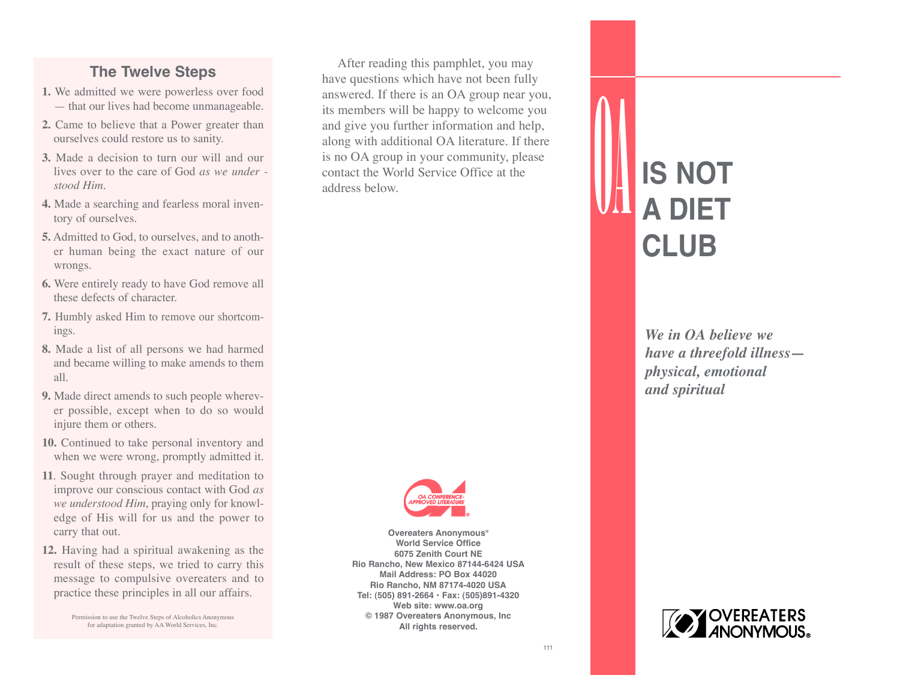## The Twelve Steps

1. We admitted we were powerless over food — that our lives had become unmanageable.
2. Came to believe that a Power greater than ourselves could restore us to sanity.
3. Made a decision to turn our will and our lives over to the care of God *as we understood Him.*
4. Made a searching and fearless moral inventory of ourselves.
5. Admitted to God, to ourselves, and to another human being the exact nature of our wrongs.
6. Were entirely ready to have God remove all these defects of character.
7. Humbly asked Him to remove our shortcomings.
8. Made a list of all persons we had harmed and became willing to make amends to them all.
9. Made direct amends to such people wherever possible, except when to do so would injure them or others.
10. Continued to take personal inventory and when we were wrong, promptly admitted it.
11. Sought through prayer and meditation to improve our conscious contact with God *as we understood Him*, praying only for knowledge of His will for us and the power to carry that out.
12. Having had a spiritual awakening as the result of these steps, we tried to carry this message to compulsive overeaters and to practice these principles in all our affairs.

Permission to use the Twelve Steps of Alcoholics Anonymous for adaptation granted by AA World Services, Inc.

After reading this pamphlet, you may have questions which have not been fully answered. If there is an OA group near you, its members will be happy to welcome you and give you further information and help, along with additional OA literature. If there is no OA group in your community, please contact the World Service Office at the address below.

OA CONFERENCE-APPROVED LITERATURE

**Overeaters Anonymous®**
**World Service Office**
**6075 Zenith Court NE**
**Rio Rancho, New Mexico 87144-6424 USA**
**Mail Address: PO Box 44020**
**Rio Rancho, NM 87174-4020 USA**
**Tel: (505) 891-2664 • Fax: (505)891-4320**
**Web site: www.oa.org**
**© 1987 Overeaters Anonymous, Inc**
**All rights reserved.**

111

# OA IS NOT A DIET CLUB

***We in OA believe we have a threefold illness— physical, emotional and spiritual***

OVEREATERS ANONYMOUS®